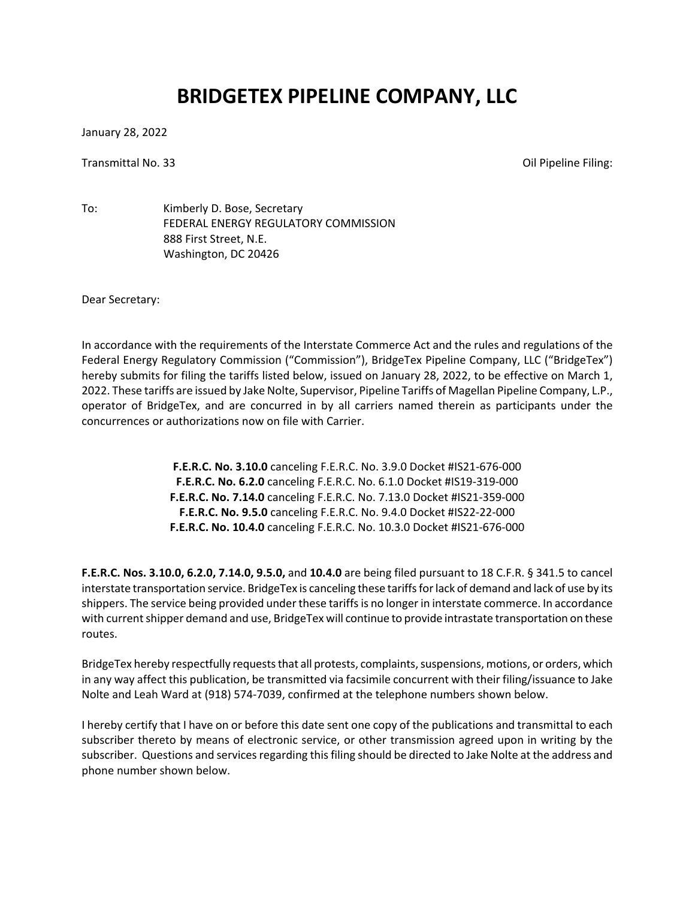# BRIDGETEX PIPELINE COMPANY, LLC

January 28, 2022

Transmittal No. 33 Oil Pipeline Filing:

To: Kimberly D. Bose, Secretary
FEDERAL ENERGY REGULATORY COMMISSION
888 First Street, N.E.
Washington, DC 20426

Dear Secretary:

In accordance with the requirements of the Interstate Commerce Act and the rules and regulations of the Federal Energy Regulatory Commission ("Commission"), BridgeTex Pipeline Company, LLC ("BridgeTex") hereby submits for filing the tariffs listed below, issued on January 28, 2022, to be effective on March 1, 2022. These tariffs are issued by Jake Nolte, Supervisor, Pipeline Tariffs of Magellan Pipeline Company, L.P., operator of BridgeTex, and are concurred in by all carriers named therein as participants under the concurrences or authorizations now on file with Carrier.

**F.E.R.C. No. 3.10.0** canceling F.E.R.C. No. 3.9.0 Docket #IS21-676-000
**F.E.R.C. No. 6.2.0** canceling F.E.R.C. No. 6.1.0 Docket #IS19-319-000
**F.E.R.C. No. 7.14.0** canceling F.E.R.C. No. 7.13.0 Docket #IS21-359-000
**F.E.R.C. No. 9.5.0** canceling F.E.R.C. No. 9.4.0 Docket #IS22-22-000
**F.E.R.C. No. 10.4.0** canceling F.E.R.C. No. 10.3.0 Docket #IS21-676-000

**F.E.R.C. Nos. 3.10.0, 6.2.0, 7.14.0, 9.5.0,** and **10.4.0** are being filed pursuant to 18 C.F.R. § 341.5 to cancel interstate transportation service. BridgeTex is canceling these tariffs for lack of demand and lack of use by its shippers. The service being provided under these tariffs is no longer in interstate commerce. In accordance with current shipper demand and use, BridgeTex will continue to provide intrastate transportation on these routes.

BridgeTex hereby respectfully requests that all protests, complaints, suspensions, motions, or orders, which in any way affect this publication, be transmitted via facsimile concurrent with their filing/issuance to Jake Nolte and Leah Ward at (918) 574-7039, confirmed at the telephone numbers shown below.

I hereby certify that I have on or before this date sent one copy of the publications and transmittal to each subscriber thereto by means of electronic service, or other transmission agreed upon in writing by the subscriber. Questions and services regarding this filing should be directed to Jake Nolte at the address and phone number shown below.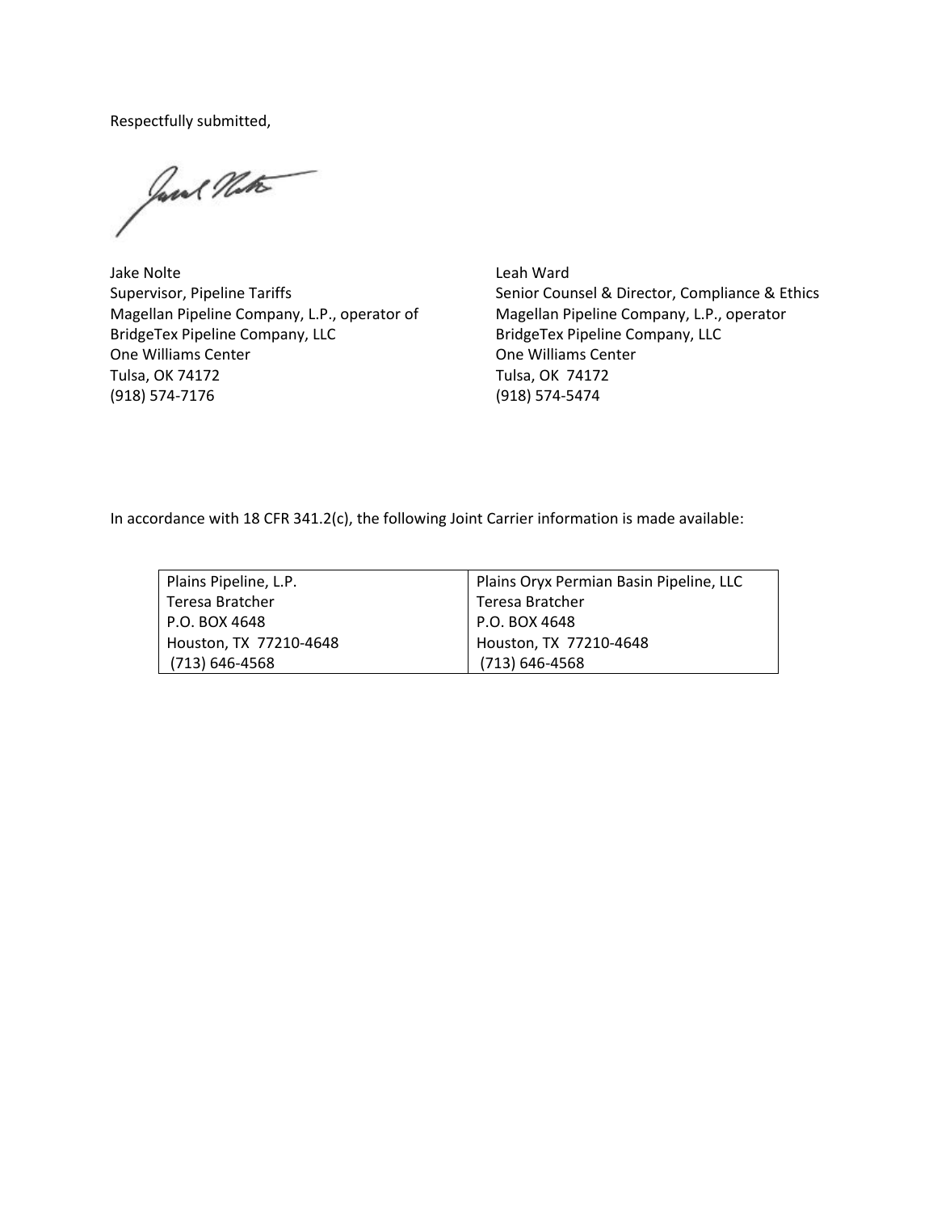Respectfully submitted,

Jake Nolte
Supervisor, Pipeline Tariffs
Magellan Pipeline Company, L.P., operator of
BridgeTex Pipeline Company, LLC
One Williams Center
Tulsa, OK 74172
(918) 574-7176

Leah Ward
Senior Counsel & Director, Compliance & Ethics
Magellan Pipeline Company, L.P., operator
BridgeTex Pipeline Company, LLC
One Williams Center
Tulsa, OK 74172
(918) 574-5474

In accordance with 18 CFR 341.2(c), the following Joint Carrier information is made available:

| | |
|---|---|
| Plains Pipeline, L.P.<br>Teresa Bratcher<br>P.O. BOX 4648<br>Houston, TX 77210-4648<br>(713) 646-4568 | Plains Oryx Permian Basin Pipeline, LLC<br>Teresa Bratcher<br>P.O. BOX 4648<br>Houston, TX 77210-4648<br>(713) 646-4568 |